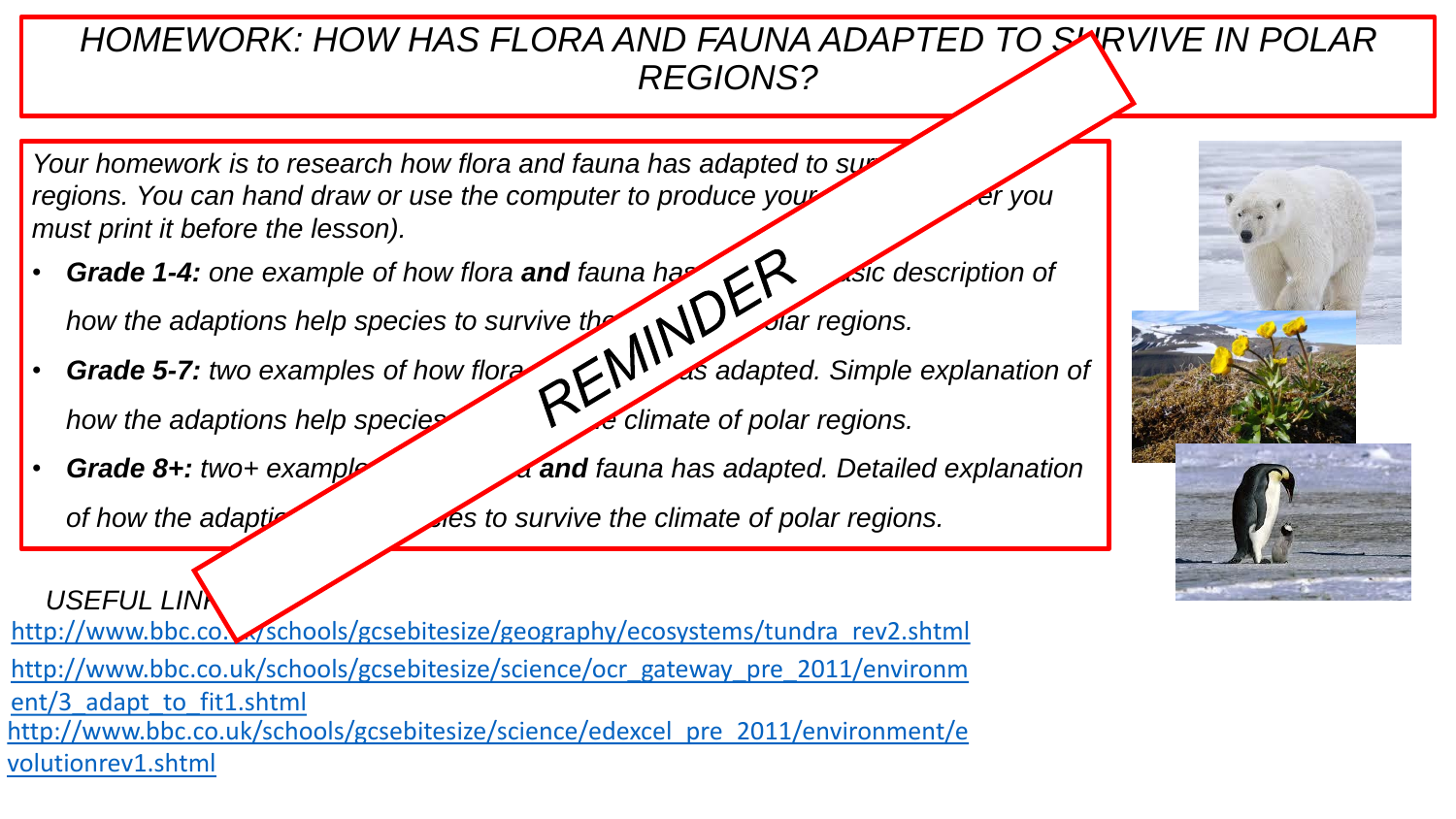# HOMEWORK: HOW HAS FLORA AND FAUNA ADAPTED TO SURVIVE IN POLAR REGIONS?

REMINDER

*Your homework is to research how flora and fauna has adapted to survive in polar regions. You can hand draw or use the computer to produce your homework (however you must print it before the lesson).*

- ***Grade 1-4:*** *one example of how flora **and** fauna has adapted. Basic description of how the adaptions help species to survive the climate of polar regions.*
- ***Grade 5-7:*** *two examples of how flora and fauna has adapted. Simple explanation of how the adaptions help species to survive the climate of polar regions.*
- ***Grade 8+:*** *two+ examples of how flora **and** fauna has adapted. Detailed explanation of how the adaptions help species to survive the climate of polar regions.*

*USEFUL LINKS:*

http://www.bbc.co.uk/schools/gcsebitesize/geography/ecosystems/tundra_rev2.shtml

http://www.bbc.co.uk/schools/gcsebitesize/science/ocr_gateway_pre_2011/environment/3_adapt_to_fit1.shtml

http://www.bbc.co.uk/schools/gcsebitesize/science/edexcel_pre_2011/environment/evolutionrev1.shtml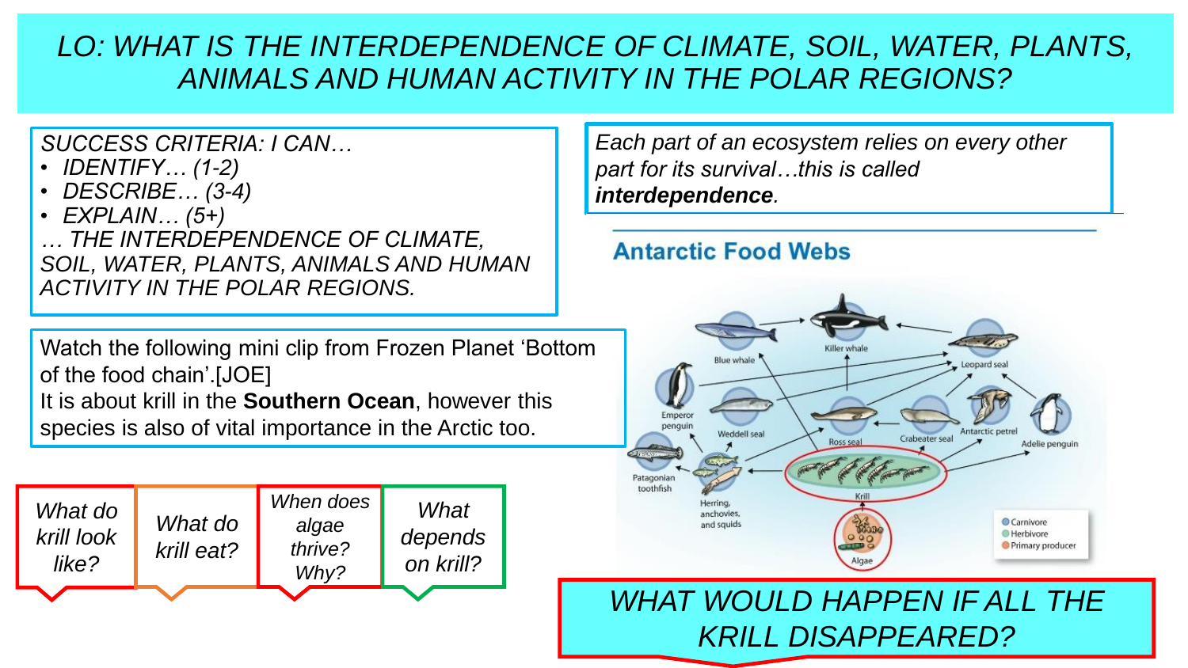# LO: WHAT IS THE INTERDEPENDENCE OF CLIMATE, SOIL, WATER, PLANTS, ANIMALS AND HUMAN ACTIVITY IN THE POLAR REGIONS?

*SUCCESS CRITERIA: I CAN…*

- *IDENTIFY… (1-2)*
- *DESCRIBE… (3-4)*
- *EXPLAIN… (5+)*

*… THE INTERDEPENDENCE OF CLIMATE, SOIL, WATER, PLANTS, ANIMALS AND HUMAN ACTIVITY IN THE POLAR REGIONS.*

*Each part of an ecosystem relies on every other part for its survival…this is called* ***interdependence****.*

Watch the following mini clip from Frozen Planet 'Bottom of the food chain'.[JOE]
It is about krill in the **Southern Ocean**, however this species is also of vital importance in the Arctic too.

## Antarctic Food Webs

Blue whale, Killer whale, Leopard seal, Emperor penguin, Weddell seal, Ross seal, Crabeater seal, Antarctic petrel, Adelie penguin, Patagonian toothfish, Herring, anchovies, and squids, Krill, Algae

- Carnivore
- Herbivore
- Primary producer

*What do krill look like?*

*What do krill eat?*

*When does algae thrive? Why?*

*What depends on krill?*

*WHAT WOULD HAPPEN IF ALL THE KRILL DISAPPEARED?*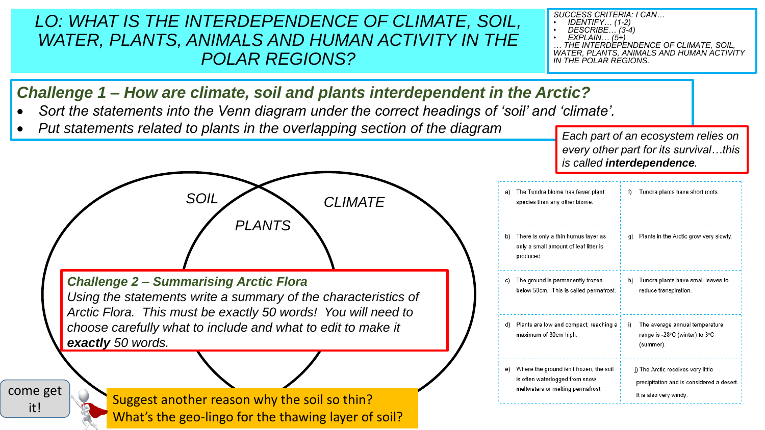# LO: WHAT IS THE INTERDEPENDENCE OF CLIMATE, SOIL, WATER, PLANTS, ANIMALS AND HUMAN ACTIVITY IN THE POLAR REGIONS?

SUCCESS CRITERIA: I CAN…

- IDENTIFY… (1-2)
- DESCRIBE… (3-4)
- EXPLAIN… (5+)

… THE INTERDEPENDENCE OF CLIMATE, SOIL, WATER, PLANTS, ANIMALS AND HUMAN ACTIVITY IN THE POLAR REGIONS.

## *Challenge 1 – How are climate, soil and plants interdependent in the Arctic?*

- *Sort the statements into the Venn diagram under the correct headings of 'soil' and 'climate'.*
- *Put statements related to plants in the overlapping section of the diagram*

*Each part of an ecosystem relies on every other part for its survival…this is called* ***interdependence****.*

SOIL | PLANTS | CLIMATE

| | |
|---|---|
| a) The Tundra biome has fewer plant species than any other biome. | f) Tundra plants have short roots. |
| b) There is only a thin humus layer as only a small amount of leaf litter is produced. | g) Plants in the Arctic grow very slowly. |
| c) The ground is permanently frozen below 50cm. This is called permafrost. | h) Tundra plants have small leaves to reduce transpiration. |
| d) Plants are low and compact, reaching a maximum of 30cm high. | i) The average annual temperature range is -28°C (winter) to 3°C (summer). |
| e) Where the ground isn't frozen, the soil is often waterlogged from snow meltwaters or melting permafrost | j) The Arctic receives very little precipitation and is considered a desert. It is also very windy. |

## *Challenge 2 – Summarising Arctic Flora*

*Using the statements write a summary of the characteristics of Arctic Flora. This must be exactly 50 words! You will need to choose carefully what to include and what to edit to make it* ***exactly*** *50 words.*

come get it!

Suggest another reason why the soil so thin?
What's the geo-lingo for the thawing layer of soil?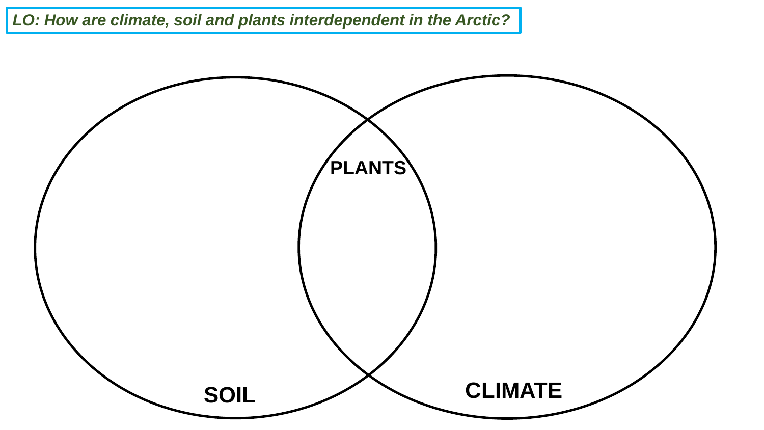*LO: How are climate, soil and plants interdependent in the Arctic?*

**PLANTS**

**SOIL**

**CLIMATE**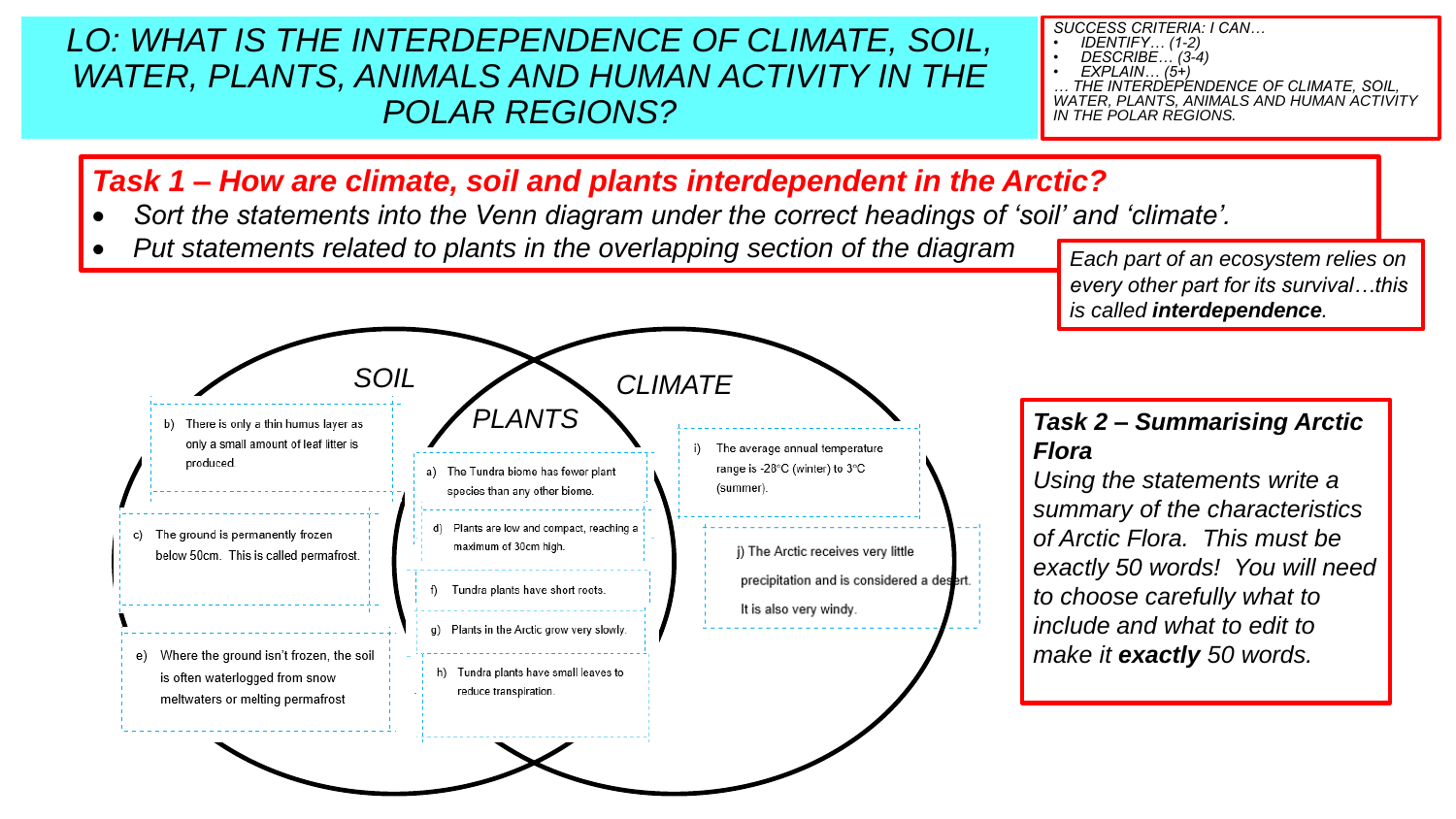# LO: WHAT IS THE INTERDEPENDENCE OF CLIMATE, SOIL, WATER, PLANTS, ANIMALS AND HUMAN ACTIVITY IN THE POLAR REGIONS?

*SUCCESS CRITERIA: I CAN…*
- *IDENTIFY… (1-2)*
- *DESCRIBE… (3-4)*
- *EXPLAIN… (5+)*

*… THE INTERDEPENDENCE OF CLIMATE, SOIL, WATER, PLANTS, ANIMALS AND HUMAN ACTIVITY IN THE POLAR REGIONS.*

## Task 1 – How are climate, soil and plants interdependent in the Arctic?

- *Sort the statements into the Venn diagram under the correct headings of 'soil' and 'climate'.*
- *Put statements related to plants in the overlapping section of the diagram*

*Each part of an ecosystem relies on every other part for its survival…this is called **interdependence**.*

### SOIL

b) There is only a thin humus layer as only a small amount of leaf litter is produced.

c) The ground is permanently frozen below 50cm. This is called permafrost.

e) Where the ground isn't frozen, the soil is often waterlogged from snow meltwaters or melting permafrost

### PLANTS

a) The Tundra biome has fewer plant species than any other biome.

d) Plants are low and compact, reaching a maximum of 30cm high.

f) Tundra plants have short roots.

g) Plants in the Arctic grow very slowly.

h) Tundra plants have small leaves to reduce transpiration.

### CLIMATE

i) The average annual temperature range is -28°C (winter) to 3°C (summer).

j) The Arctic receives very little precipitation and is considered a desert. It is also very windy.

## Task 2 – Summarising Arctic Flora

*Using the statements write a summary of the characteristics of Arctic Flora. This must be exactly 50 words! You will need to choose carefully what to include and what to edit to make it **exactly** 50 words.*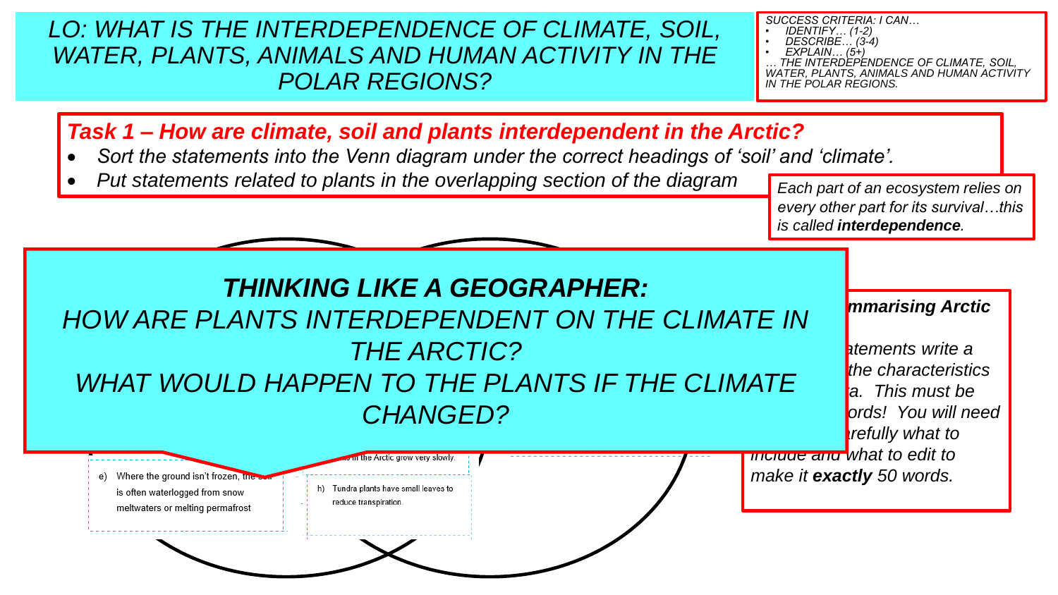# LO: WHAT IS THE INTERDEPENDENCE OF CLIMATE, SOIL, WATER, PLANTS, ANIMALS AND HUMAN ACTIVITY IN THE POLAR REGIONS?

*SUCCESS CRITERIA: I CAN…*
- *IDENTIFY… (1-2)*
- *DESCRIBE… (3-4)*
- *EXPLAIN… (5+)*

*… THE INTERDEPENDENCE OF CLIMATE, SOIL, WATER, PLANTS, ANIMALS AND HUMAN ACTIVITY IN THE POLAR REGIONS.*

## *Task 1 – How are climate, soil and plants interdependent in the Arctic?*

- *Sort the statements into the Venn diagram under the correct headings of 'soil' and 'climate'.*
- *Put statements related to plants in the overlapping section of the diagram*

*Each part of an ecosystem relies on every other part for its survival…this is called **interdependence**.*

## *THINKING LIKE A GEOGRAPHER:*

*HOW ARE PLANTS INTERDEPENDENT ON THE CLIMATE IN THE ARCTIC?*

*WHAT WOULD HAPPEN TO THE PLANTS IF THE CLIMATE CHANGED?*

e) Where the ground isn't frozen, the soil is often waterlogged from snow meltwaters or melting permafrost

…ts in the Arctic grow very slowly.

h) Tundra plants have small leaves to reduce transpiration.

***…mmarising Arctic***

*…atements write a … the characteristics … a. This must be … ords! You will need … refully what to include and what to edit to make it **exactly** 50 words.*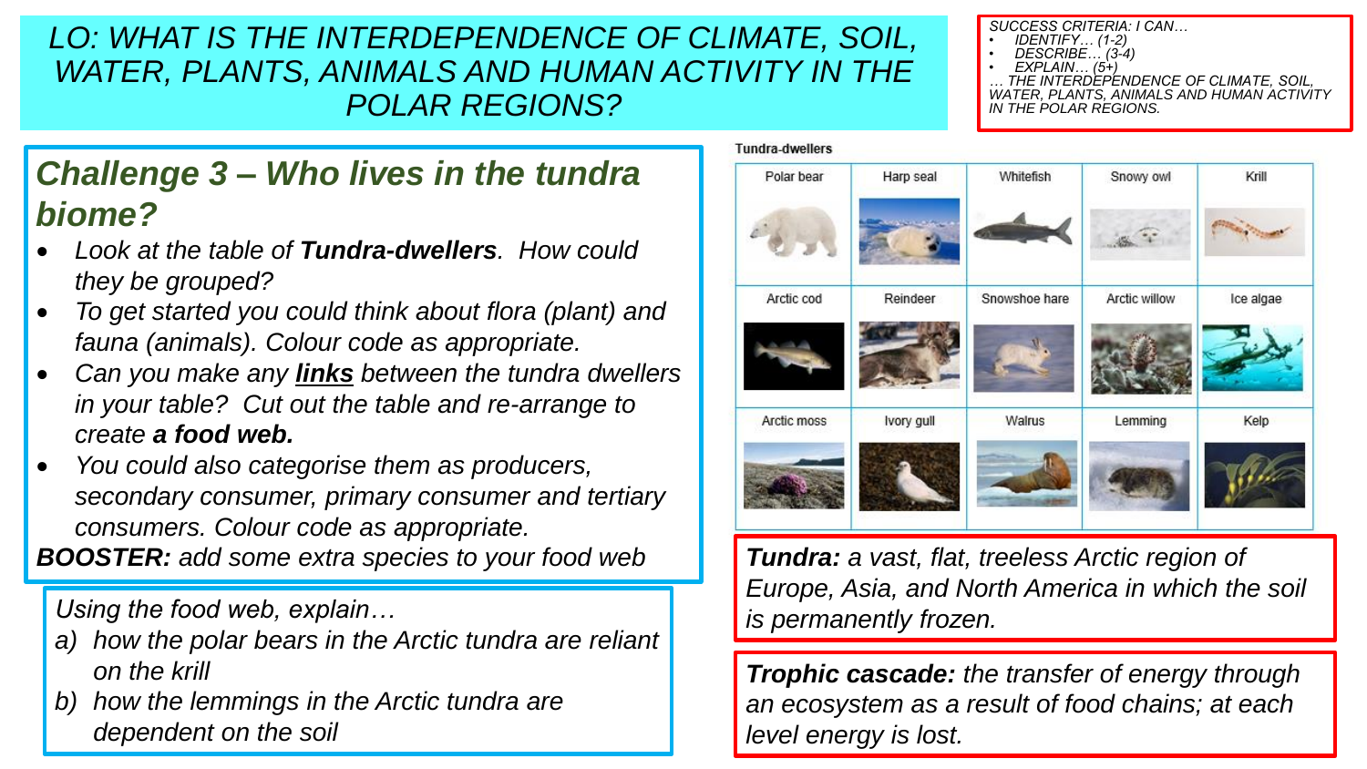# LO: WHAT IS THE INTERDEPENDENCE OF CLIMATE, SOIL, WATER, PLANTS, ANIMALS AND HUMAN ACTIVITY IN THE POLAR REGIONS?

*SUCCESS CRITERIA: I CAN…*
- *IDENTIFY… (1-2)*
- *DESCRIBE… (3-4)*
- *EXPLAIN… (5+)*

*… THE INTERDEPENDENCE OF CLIMATE, SOIL, WATER, PLANTS, ANIMALS AND HUMAN ACTIVITY IN THE POLAR REGIONS.*

## *Challenge 3 – Who lives in the tundra biome?*

- *Look at the table of **Tundra-dwellers**. How could they be grouped?*
- *To get started you could think about flora (plant) and fauna (animals). Colour code as appropriate.*
- *Can you make any **links** between the tundra dwellers in your table? Cut out the table and re-arrange to create **a food web.***
- *You could also categorise them as producers, secondary consumer, primary consumer and tertiary consumers. Colour code as appropriate.*

***BOOSTER:** add some extra species to your food web*

**Tundra-dwellers**

| | | | | |
|---|---|---|---|---|
| Polar bear | Harp seal | Whitefish | Snowy owl | Krill |
| Arctic cod | Reindeer | Snowshoe hare | Arctic willow | Ice algae |
| Arctic moss | Ivory gull | Walrus | Lemming | Kelp |

*Using the food web, explain…*

a) *how the polar bears in the Arctic tundra are reliant on the krill*
b) *how the lemmings in the Arctic tundra are dependent on the soil*

***Tundra:** a vast, flat, treeless Arctic region of Europe, Asia, and North America in which the soil is permanently frozen.*

***Trophic cascade:** the transfer of energy through an ecosystem as a result of food chains; at each level energy is lost.*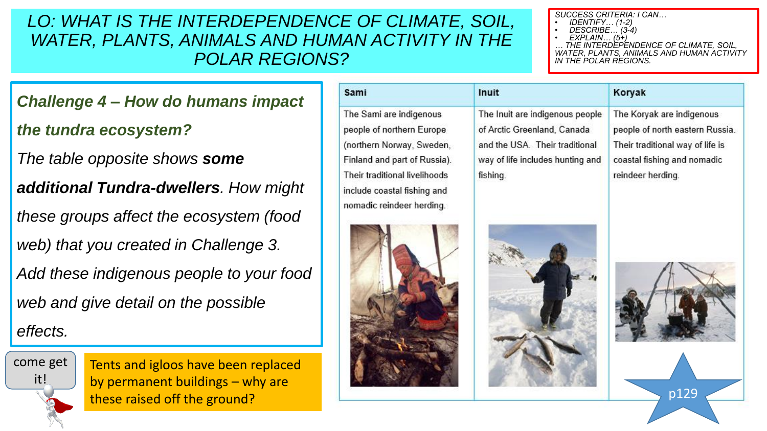# LO: WHAT IS THE INTERDEPENDENCE OF CLIMATE, SOIL, WATER, PLANTS, ANIMALS AND HUMAN ACTIVITY IN THE POLAR REGIONS?

SUCCESS CRITERIA: I CAN…
- IDENTIFY… (1-2)
- DESCRIBE… (3-4)
- EXPLAIN… (5+)

… THE INTERDEPENDENCE OF CLIMATE, SOIL, WATER, PLANTS, ANIMALS AND HUMAN ACTIVITY IN THE POLAR REGIONS.

***Challenge 4 – How do humans impact the tundra ecosystem?***

*The table opposite shows **some additional Tundra-dwellers**. How might these groups affect the ecosystem (food web) that you created in Challenge 3. Add these indigenous people to your food web and give detail on the possible effects.*

| Sami | Inuit | Koryak |
| --- | --- | --- |
| The Sami are indigenous people of northern Europe (northern Norway, Sweden, Finland and part of Russia). Their traditional livelihoods include coastal fishing and nomadic reindeer herding. | The Inuit are indigenous people of Arctic Greenland, Canada and the USA. Their traditional way of life includes hunting and fishing. | The Koryak are indigenous people of north eastern Russia. Their traditional way of life is coastal fishing and nomadic reindeer herding. |

come get it!

Tents and igloos have been replaced by permanent buildings – why are these raised off the ground?

p129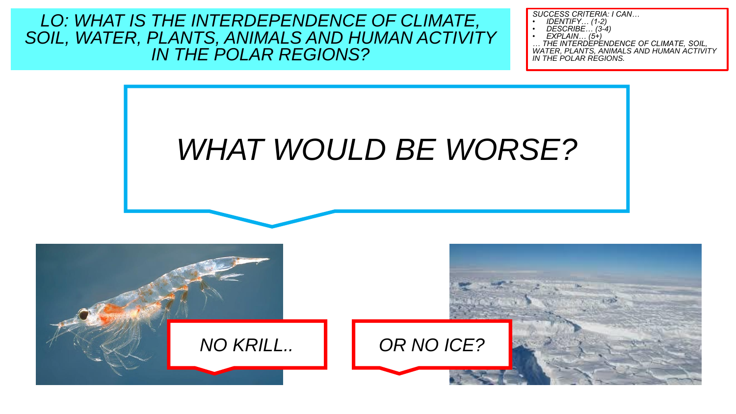# LO: WHAT IS THE INTERDEPENDENCE OF CLIMATE, SOIL, WATER, PLANTS, ANIMALS AND HUMAN ACTIVITY IN THE POLAR REGIONS?

SUCCESS CRITERIA: I CAN…

- IDENTIFY… (1-2)
- DESCRIBE… (3-4)
- EXPLAIN… (5+)

… THE INTERDEPENDENCE OF CLIMATE, SOIL, WATER, PLANTS, ANIMALS AND HUMAN ACTIVITY IN THE POLAR REGIONS.

## WHAT WOULD BE WORSE?

NO KRILL..

OR NO ICE?